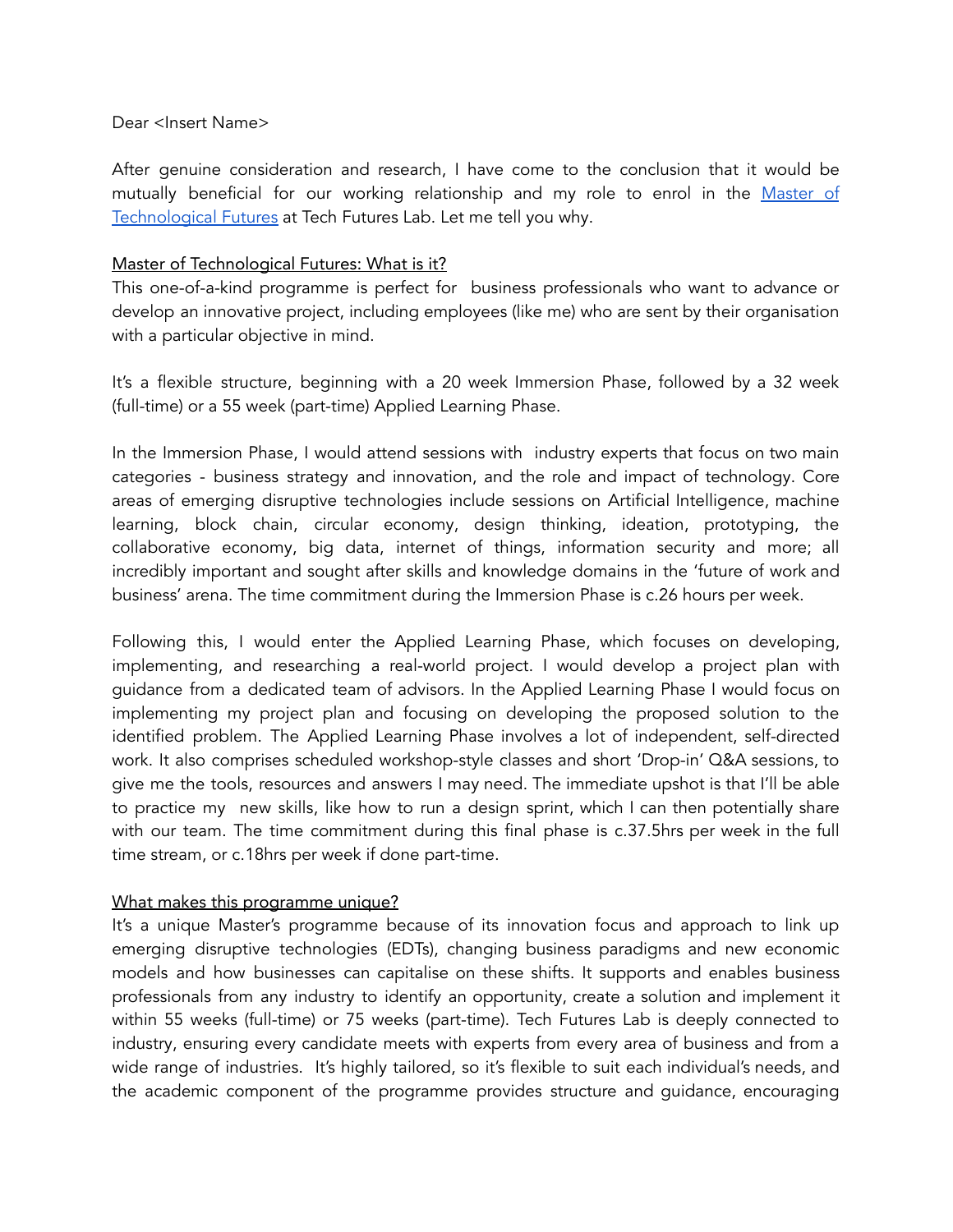Dear <Insert Name>

After genuine consideration and research, I have come to the conclusion that it would be mutually beneficial for our working relationship and my role to enrol in the Master of Technological Futures at Tech Futures Lab. Let me tell you why.

Master of Technological Futures: What is it?

This one-of-a-kind programme is perfect for business professionals who want to advance or develop an innovative project, including employees (like me) who are sent by their organisation with a particular objective in mind.

It's a flexible structure, beginning with a 20 week Immersion Phase, followed by a 32 week (full-time) or a 55 week (part-time) Applied Learning Phase.

In the Immersion Phase, I would attend sessions with industry experts that focus on two main categories - business strategy and innovation, and the role and impact of technology. Core areas of emerging disruptive technologies include sessions on Artificial Intelligence, machine learning, block chain, circular economy, design thinking, ideation, prototyping, the collaborative economy, big data, internet of things, information security and more; all incredibly important and sought after skills and knowledge domains in the 'future of work and business' arena. The time commitment during the Immersion Phase is c.26 hours per week.

Following this, I would enter the Applied Learning Phase, which focuses on developing, implementing, and researching a real-world project. I would develop a project plan with guidance from a dedicated team of advisors. In the Applied Learning Phase I would focus on implementing my project plan and focusing on developing the proposed solution to the identified problem. The Applied Learning Phase involves a lot of independent, self-directed work. It also comprises scheduled workshop-style classes and short 'Drop-in' Q&A sessions, to give me the tools, resources and answers I may need. The immediate upshot is that I'll be able to practice my new skills, like how to run a design sprint, which I can then potentially share with our team. The time commitment during this final phase is c.37.5hrs per week in the full time stream, or c.18hrs per week if done part-time.

What makes this programme unique?

It's a unique Master's programme because of its innovation focus and approach to link up emerging disruptive technologies (EDTs), changing business paradigms and new economic models and how businesses can capitalise on these shifts. It supports and enables business professionals from any industry to identify an opportunity, create a solution and implement it within 55 weeks (full-time) or 75 weeks (part-time). Tech Futures Lab is deeply connected to industry, ensuring every candidate meets with experts from every area of business and from a wide range of industries. It's highly tailored, so it's flexible to suit each individual's needs, and the academic component of the programme provides structure and guidance, encouraging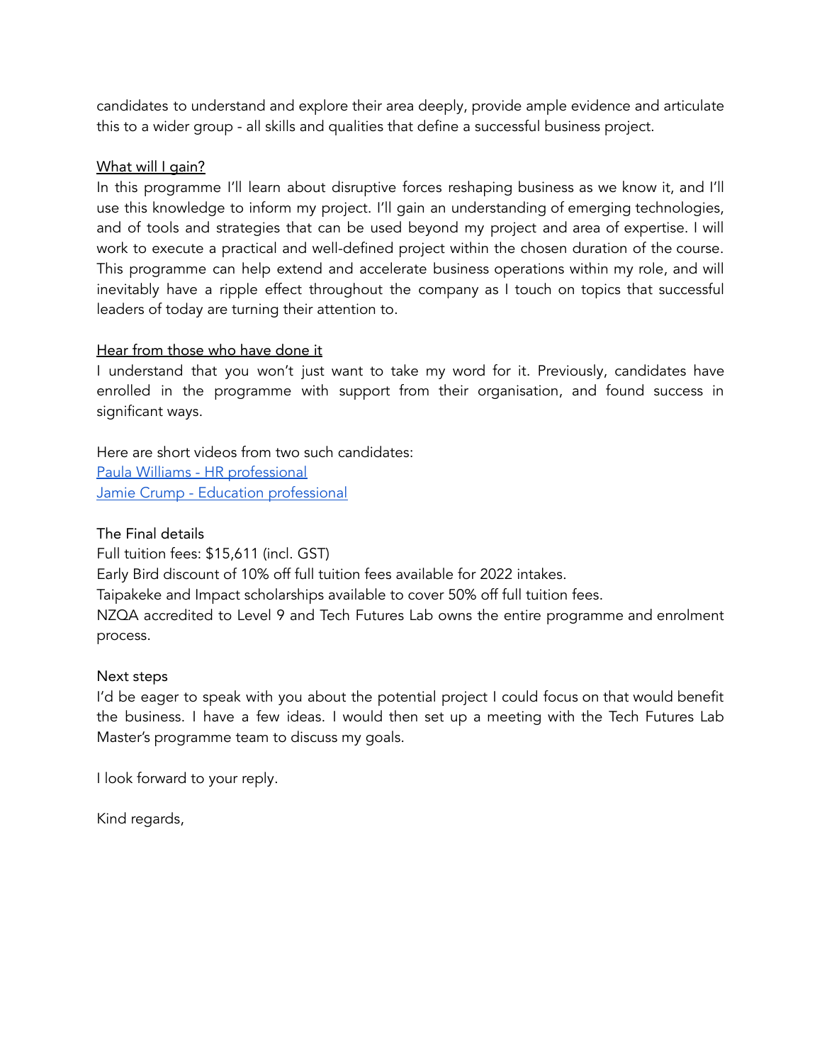candidates to understand and explore their area deeply, provide ample evidence and articulate this to a wider group - all skills and qualities that define a successful business project.

<u>What will I gain?</u>

In this programme I'll learn about disruptive forces reshaping business as we know it, and I'll use this knowledge to inform my project. I'll gain an understanding of emerging technologies, and of tools and strategies that can be used beyond my project and area of expertise. I will work to execute a practical and well-defined project within the chosen duration of the course. This programme can help extend and accelerate business operations within my role, and will inevitably have a ripple effect throughout the company as I touch on topics that successful leaders of today are turning their attention to.

<u>Hear from those who have done it</u>

I understand that you won't just want to take my word for it. Previously, candidates have enrolled in the programme with support from their organisation, and found success in significant ways.

Here are short videos from two such candidates:
[Paula Williams - HR professional]()
[Jamie Crump - Education professional]()

The Final details

Full tuition fees: $15,611 (incl. GST)
Early Bird discount of 10% off full tuition fees available for 2022 intakes.
Taipakeke and Impact scholarships available to cover 50% off full tuition fees.
NZQA accredited to Level 9 and Tech Futures Lab owns the entire programme and enrolment process.

Next steps

I'd be eager to speak with you about the potential project I could focus on that would benefit the business. I have a few ideas. I would then set up a meeting with the Tech Futures Lab Master's programme team to discuss my goals.

I look forward to your reply.

Kind regards,